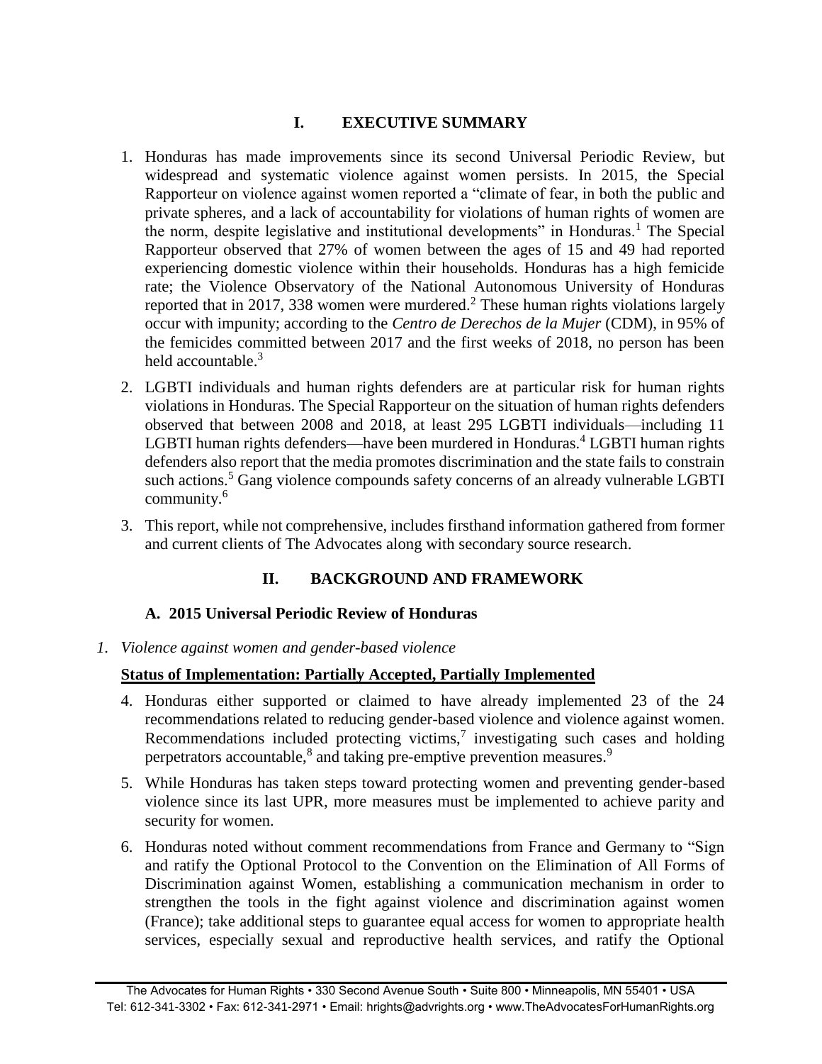# I. EXECUTIVE SUMMARY

1. Honduras has made improvements since its second Universal Periodic Review, but widespread and systematic violence against women persists. In 2015, the Special Rapporteur on violence against women reported a "climate of fear, in both the public and private spheres, and a lack of accountability for violations of human rights of women are the norm, despite legislative and institutional developments" in Honduras.[1] The Special Rapporteur observed that 27% of women between the ages of 15 and 49 had reported experiencing domestic violence within their households. Honduras has a high femicide rate; the Violence Observatory of the National Autonomous University of Honduras reported that in 2017, 338 women were murdered.[2] These human rights violations largely occur with impunity; according to the *Centro de Derechos de la Mujer* (CDM), in 95% of the femicides committed between 2017 and the first weeks of 2018, no person has been held accountable.[3]

2. LGBTI individuals and human rights defenders are at particular risk for human rights violations in Honduras. The Special Rapporteur on the situation of human rights defenders observed that between 2008 and 2018, at least 295 LGBTI individuals—including 11 LGBTI human rights defenders—have been murdered in Honduras.[4] LGBTI human rights defenders also report that the media promotes discrimination and the state fails to constrain such actions.[5] Gang violence compounds safety concerns of an already vulnerable LGBTI community.[6]

3. This report, while not comprehensive, includes firsthand information gathered from former and current clients of The Advocates along with secondary source research.

# II. BACKGROUND AND FRAMEWORK

## A. 2015 Universal Periodic Review of Honduras

### 1. *Violence against women and gender-based violence*

**Status of Implementation: Partially Accepted, Partially Implemented**

4. Honduras either supported or claimed to have already implemented 23 of the 24 recommendations related to reducing gender-based violence and violence against women. Recommendations included protecting victims,[7] investigating such cases and holding perpetrators accountable,[8] and taking pre-emptive prevention measures.[9]

5. While Honduras has taken steps toward protecting women and preventing gender-based violence since its last UPR, more measures must be implemented to achieve parity and security for women.

6. Honduras noted without comment recommendations from France and Germany to "Sign and ratify the Optional Protocol to the Convention on the Elimination of All Forms of Discrimination against Women, establishing a communication mechanism in order to strengthen the tools in the fight against violence and discrimination against women (France); take additional steps to guarantee equal access for women to appropriate health services, especially sexual and reproductive health services, and ratify the Optional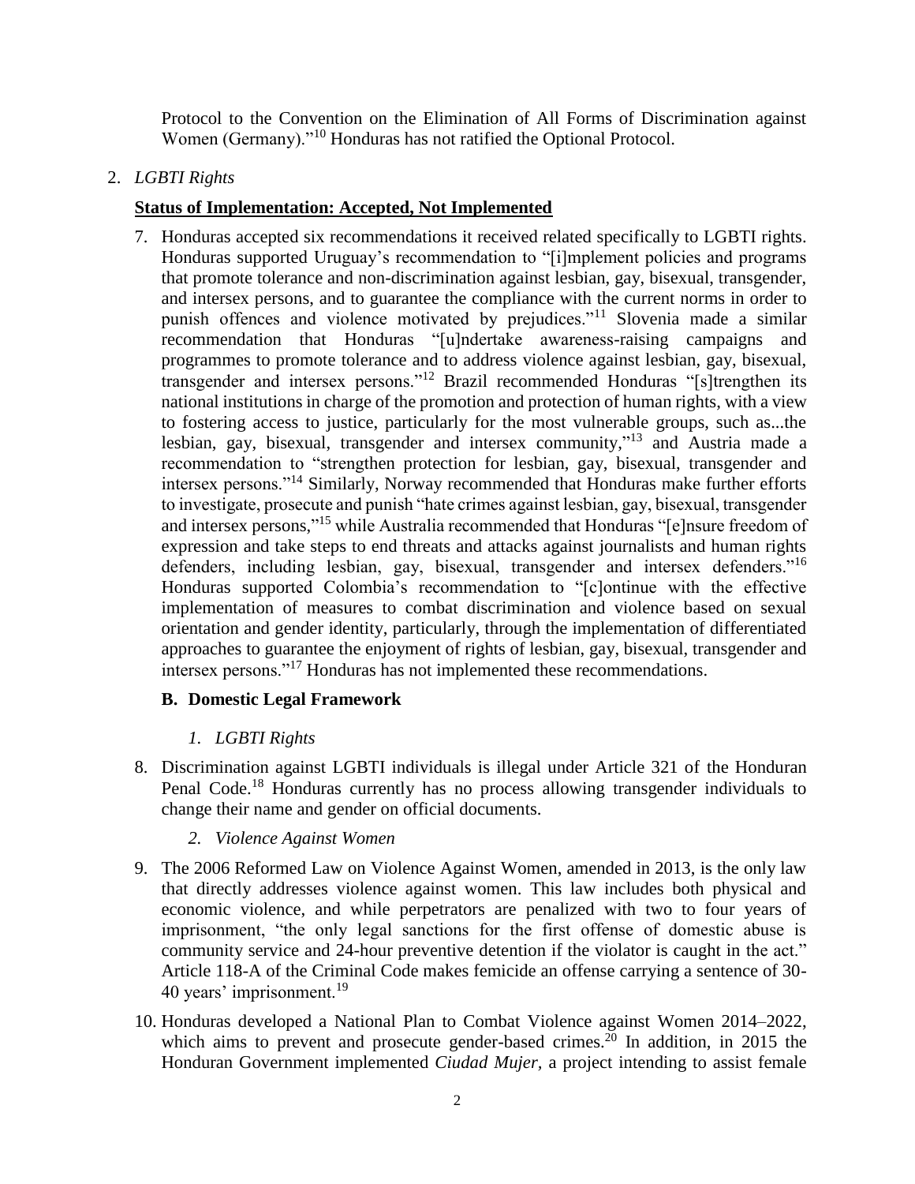Protocol to the Convention on the Elimination of All Forms of Discrimination against Women (Germany)."[10] Honduras has not ratified the Optional Protocol.

2. *LGBTI Rights*

**Status of Implementation: Accepted, Not Implemented**

7. Honduras accepted six recommendations it received related specifically to LGBTI rights. Honduras supported Uruguay's recommendation to "[i]mplement policies and programs that promote tolerance and non-discrimination against lesbian, gay, bisexual, transgender, and intersex persons, and to guarantee the compliance with the current norms in order to punish offences and violence motivated by prejudices."[11] Slovenia made a similar recommendation that Honduras "[u]ndertake awareness-raising campaigns and programmes to promote tolerance and to address violence against lesbian, gay, bisexual, transgender and intersex persons."[12] Brazil recommended Honduras "[s]trengthen its national institutions in charge of the promotion and protection of human rights, with a view to fostering access to justice, particularly for the most vulnerable groups, such as...the lesbian, gay, bisexual, transgender and intersex community,"[13] and Austria made a recommendation to "strengthen protection for lesbian, gay, bisexual, transgender and intersex persons."[14] Similarly, Norway recommended that Honduras make further efforts to investigate, prosecute and punish "hate crimes against lesbian, gay, bisexual, transgender and intersex persons,"[15] while Australia recommended that Honduras "[e]nsure freedom of expression and take steps to end threats and attacks against journalists and human rights defenders, including lesbian, gay, bisexual, transgender and intersex defenders."[16] Honduras supported Colombia's recommendation to "[c]ontinue with the effective implementation of measures to combat discrimination and violence based on sexual orientation and gender identity, particularly, through the implementation of differentiated approaches to guarantee the enjoyment of rights of lesbian, gay, bisexual, transgender and intersex persons."[17] Honduras has not implemented these recommendations.

### B. Domestic Legal Framework

1. *LGBTI Rights*

8. Discrimination against LGBTI individuals is illegal under Article 321 of the Honduran Penal Code.[18] Honduras currently has no process allowing transgender individuals to change their name and gender on official documents.

2. *Violence Against Women*

9. The 2006 Reformed Law on Violence Against Women, amended in 2013, is the only law that directly addresses violence against women. This law includes both physical and economic violence, and while perpetrators are penalized with two to four years of imprisonment, "the only legal sanctions for the first offense of domestic abuse is community service and 24-hour preventive detention if the violator is caught in the act." Article 118-A of the Criminal Code makes femicide an offense carrying a sentence of 30-40 years' imprisonment.[19]

10. Honduras developed a National Plan to Combat Violence against Women 2014–2022, which aims to prevent and prosecute gender-based crimes.[20] In addition, in 2015 the Honduran Government implemented *Ciudad Mujer*, a project intending to assist female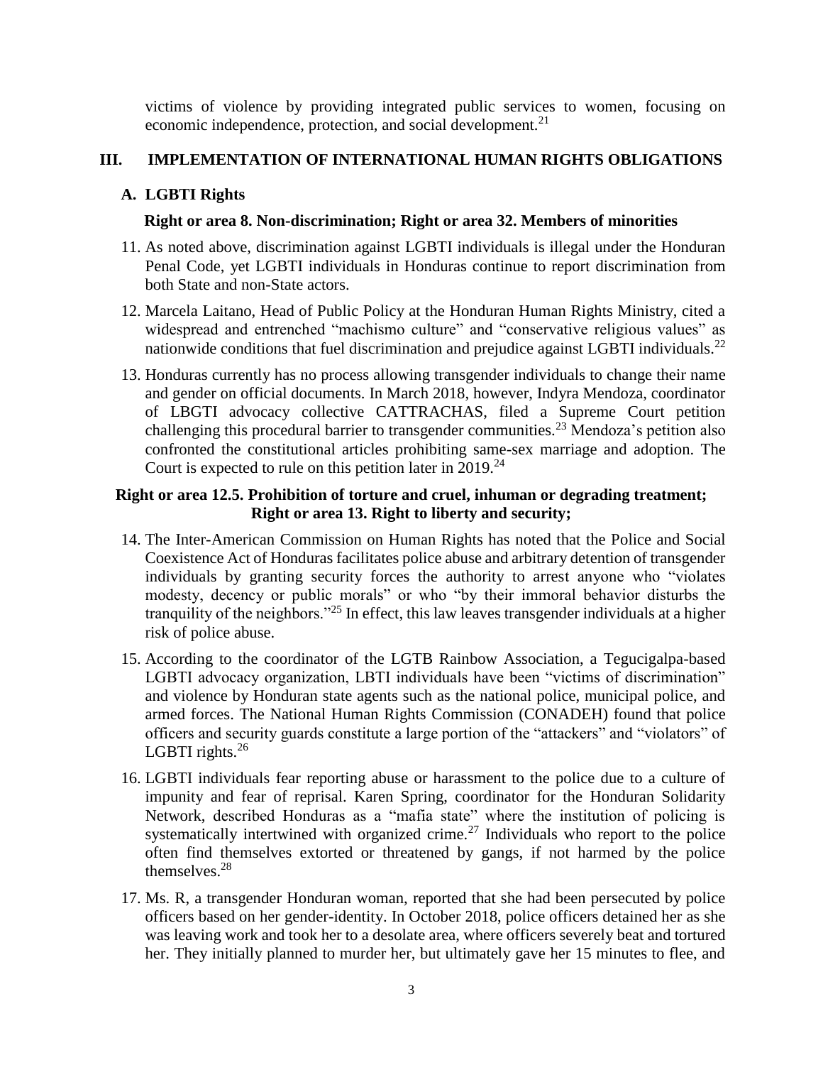victims of violence by providing integrated public services to women, focusing on economic independence, protection, and social development.[21]

## III. IMPLEMENTATION OF INTERNATIONAL HUMAN RIGHTS OBLIGATIONS

### A. LGBTI Rights

#### Right or area 8. Non-discrimination; Right or area 32. Members of minorities

11. As noted above, discrimination against LGBTI individuals is illegal under the Honduran Penal Code, yet LGBTI individuals in Honduras continue to report discrimination from both State and non-State actors.

12. Marcela Laitano, Head of Public Policy at the Honduran Human Rights Ministry, cited a widespread and entrenched "machismo culture" and "conservative religious values" as nationwide conditions that fuel discrimination and prejudice against LGBTI individuals.[22]

13. Honduras currently has no process allowing transgender individuals to change their name and gender on official documents. In March 2018, however, Indyra Mendoza, coordinator of LBGTI advocacy collective CATTRACHAS, filed a Supreme Court petition challenging this procedural barrier to transgender communities.[23] Mendoza's petition also confronted the constitutional articles prohibiting same-sex marriage and adoption. The Court is expected to rule on this petition later in 2019.[24]

#### Right or area 12.5. Prohibition of torture and cruel, inhuman or degrading treatment; Right or area 13. Right to liberty and security;

14. The Inter-American Commission on Human Rights has noted that the Police and Social Coexistence Act of Honduras facilitates police abuse and arbitrary detention of transgender individuals by granting security forces the authority to arrest anyone who "violates modesty, decency or public morals" or who "by their immoral behavior disturbs the tranquility of the neighbors."[25] In effect, this law leaves transgender individuals at a higher risk of police abuse.

15. According to the coordinator of the LGTB Rainbow Association, a Tegucigalpa-based LGBTI advocacy organization, LBTI individuals have been "victims of discrimination" and violence by Honduran state agents such as the national police, municipal police, and armed forces. The National Human Rights Commission (CONADEH) found that police officers and security guards constitute a large portion of the "attackers" and "violators" of LGBTI rights.[26]

16. LGBTI individuals fear reporting abuse or harassment to the police due to a culture of impunity and fear of reprisal. Karen Spring, coordinator for the Honduran Solidarity Network, described Honduras as a "mafia state" where the institution of policing is systematically intertwined with organized crime.[27] Individuals who report to the police often find themselves extorted or threatened by gangs, if not harmed by the police themselves.[28]

17. Ms. R, a transgender Honduran woman, reported that she had been persecuted by police officers based on her gender-identity. In October 2018, police officers detained her as she was leaving work and took her to a desolate area, where officers severely beat and tortured her. They initially planned to murder her, but ultimately gave her 15 minutes to flee, and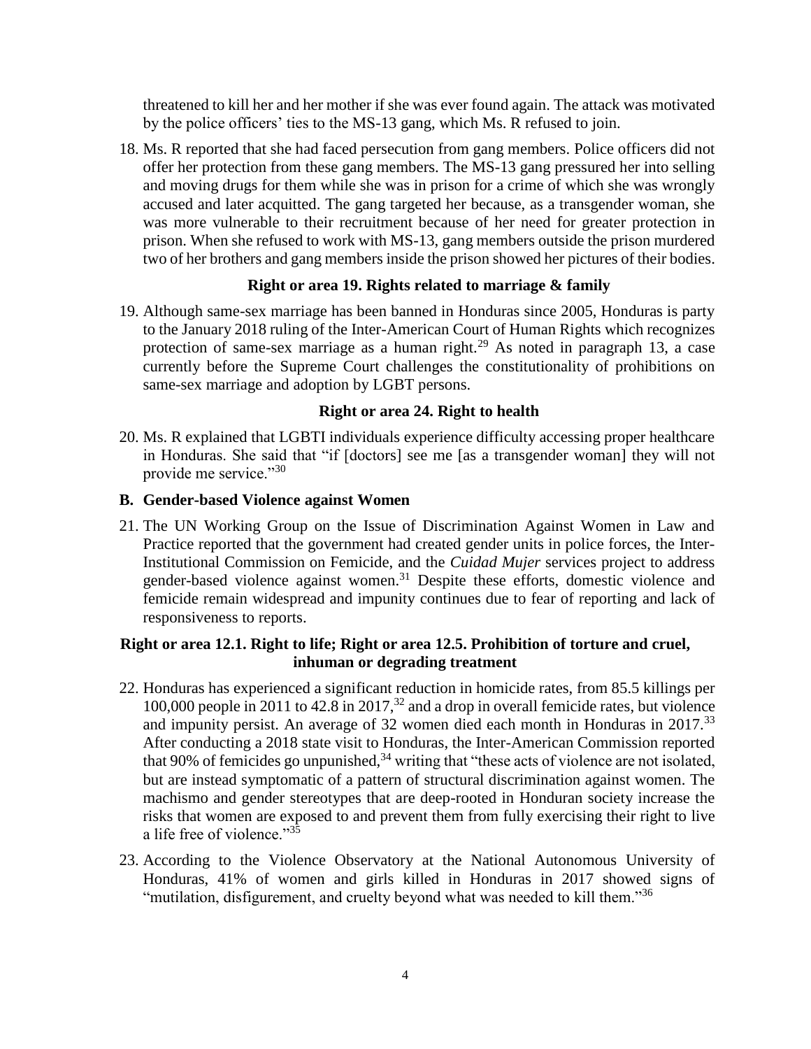threatened to kill her and her mother if she was ever found again. The attack was motivated by the police officers' ties to the MS-13 gang, which Ms. R refused to join.

18. Ms. R reported that she had faced persecution from gang members. Police officers did not offer her protection from these gang members. The MS-13 gang pressured her into selling and moving drugs for them while she was in prison for a crime of which she was wrongly accused and later acquitted. The gang targeted her because, as a transgender woman, she was more vulnerable to their recruitment because of her need for greater protection in prison. When she refused to work with MS-13, gang members outside the prison murdered two of her brothers and gang members inside the prison showed her pictures of their bodies.

**Right or area 19. Rights related to marriage & family**

19. Although same-sex marriage has been banned in Honduras since 2005, Honduras is party to the January 2018 ruling of the Inter-American Court of Human Rights which recognizes protection of same-sex marriage as a human right.[29] As noted in paragraph 13, a case currently before the Supreme Court challenges the constitutionality of prohibitions on same-sex marriage and adoption by LGBT persons.

**Right or area 24. Right to health**

20. Ms. R explained that LGBTI individuals experience difficulty accessing proper healthcare in Honduras. She said that "if [doctors] see me [as a transgender woman] they will not provide me service."[30]

**B. Gender-based Violence against Women**

21. The UN Working Group on the Issue of Discrimination Against Women in Law and Practice reported that the government had created gender units in police forces, the Inter-Institutional Commission on Femicide, and the *Cuidad Mujer* services project to address gender-based violence against women.[31] Despite these efforts, domestic violence and femicide remain widespread and impunity continues due to fear of reporting and lack of responsiveness to reports.

**Right or area 12.1. Right to life; Right or area 12.5. Prohibition of torture and cruel, inhuman or degrading treatment**

22. Honduras has experienced a significant reduction in homicide rates, from 85.5 killings per 100,000 people in 2011 to 42.8 in 2017,[32] and a drop in overall femicide rates, but violence and impunity persist. An average of 32 women died each month in Honduras in 2017.[33] After conducting a 2018 state visit to Honduras, the Inter-American Commission reported that 90% of femicides go unpunished,[34] writing that "these acts of violence are not isolated, but are instead symptomatic of a pattern of structural discrimination against women. The machismo and gender stereotypes that are deep-rooted in Honduran society increase the risks that women are exposed to and prevent them from fully exercising their right to live a life free of violence."[35]

23. According to the Violence Observatory at the National Autonomous University of Honduras, 41% of women and girls killed in Honduras in 2017 showed signs of "mutilation, disfigurement, and cruelty beyond what was needed to kill them."[36]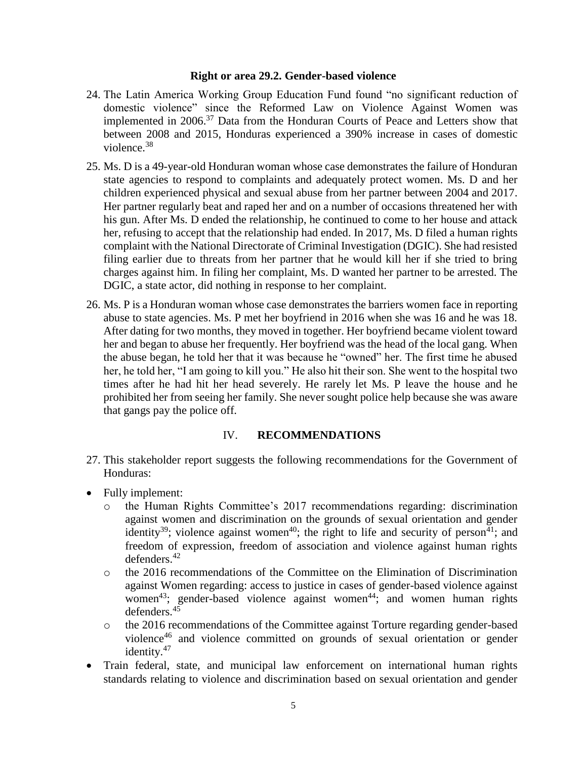### Right or area 29.2. Gender-based violence

24. The Latin America Working Group Education Fund found "no significant reduction of domestic violence" since the Reformed Law on Violence Against Women was implemented in 2006.[37] Data from the Honduran Courts of Peace and Letters show that between 2008 and 2015, Honduras experienced a 390% increase in cases of domestic violence.[38]

25. Ms. D is a 49-year-old Honduran woman whose case demonstrates the failure of Honduran state agencies to respond to complaints and adequately protect women. Ms. D and her children experienced physical and sexual abuse from her partner between 2004 and 2017. Her partner regularly beat and raped her and on a number of occasions threatened her with his gun. After Ms. D ended the relationship, he continued to come to her house and attack her, refusing to accept that the relationship had ended. In 2017, Ms. D filed a human rights complaint with the National Directorate of Criminal Investigation (DGIC). She had resisted filing earlier due to threats from her partner that he would kill her if she tried to bring charges against him. In filing her complaint, Ms. D wanted her partner to be arrested. The DGIC, a state actor, did nothing in response to her complaint.

26. Ms. P is a Honduran woman whose case demonstrates the barriers women face in reporting abuse to state agencies. Ms. P met her boyfriend in 2016 when she was 16 and he was 18. After dating for two months, they moved in together. Her boyfriend became violent toward her and began to abuse her frequently. Her boyfriend was the head of the local gang. When the abuse began, he told her that it was because he "owned" her. The first time he abused her, he told her, "I am going to kill you." He also hit their son. She went to the hospital two times after he had hit her head severely. He rarely let Ms. P leave the house and he prohibited her from seeing her family. She never sought police help because she was aware that gangs pay the police off.

## IV. RECOMMENDATIONS

27. This stakeholder report suggests the following recommendations for the Government of Honduras:

- Fully implement:
  - the Human Rights Committee's 2017 recommendations regarding: discrimination against women and discrimination on the grounds of sexual orientation and gender identity[39]; violence against women[40]; the right to life and security of person[41]; and freedom of expression, freedom of association and violence against human rights defenders.[42]
  - the 2016 recommendations of the Committee on the Elimination of Discrimination against Women regarding: access to justice in cases of gender-based violence against women[43]; gender-based violence against women[44]; and women human rights defenders.[45]
  - the 2016 recommendations of the Committee against Torture regarding gender-based violence[46] and violence committed on grounds of sexual orientation or gender identity.[47]
- Train federal, state, and municipal law enforcement on international human rights standards relating to violence and discrimination based on sexual orientation and gender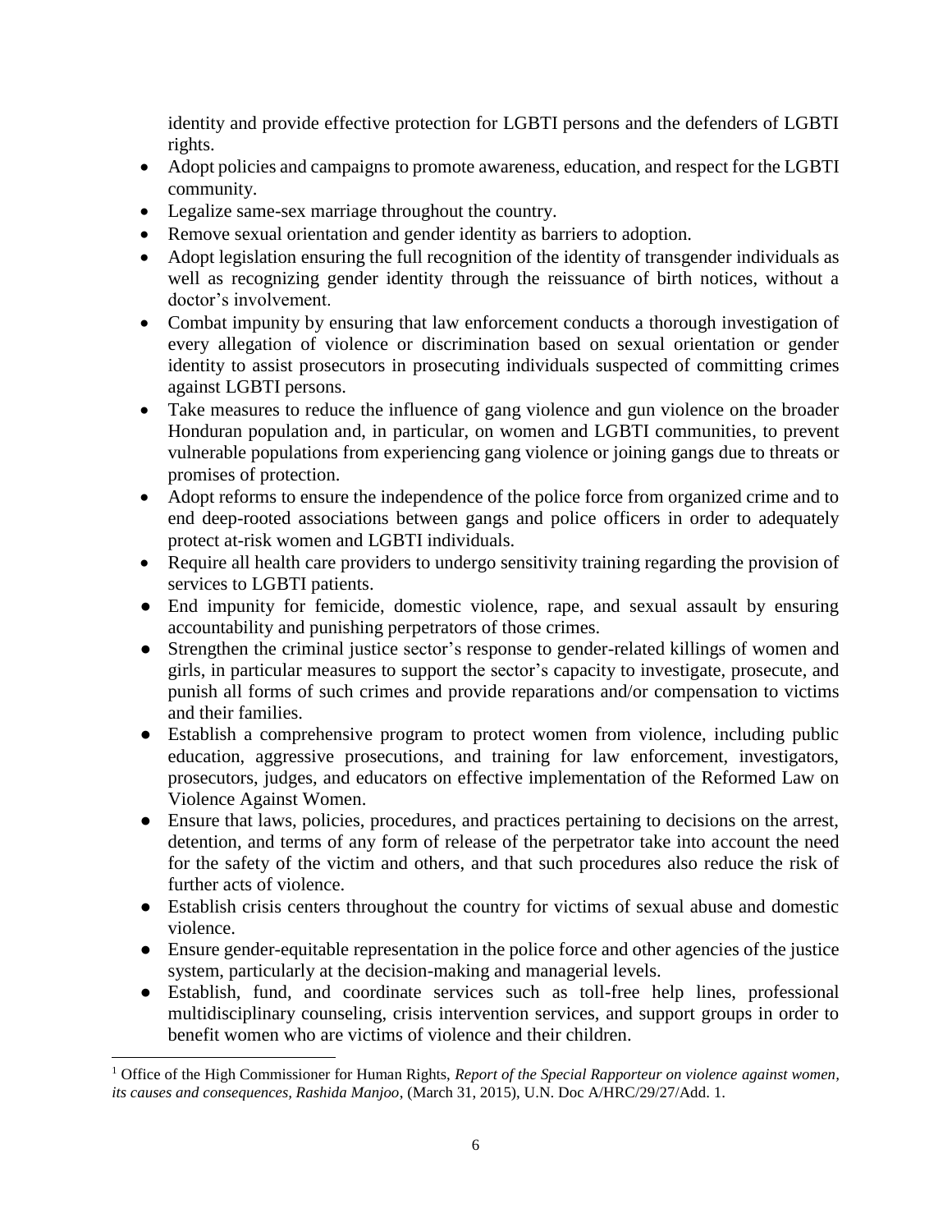identity and provide effective protection for LGBTI persons and the defenders of LGBTI rights.

- Adopt policies and campaigns to promote awareness, education, and respect for the LGBTI community.
- Legalize same-sex marriage throughout the country.
- Remove sexual orientation and gender identity as barriers to adoption.
- Adopt legislation ensuring the full recognition of the identity of transgender individuals as well as recognizing gender identity through the reissuance of birth notices, without a doctor's involvement.
- Combat impunity by ensuring that law enforcement conducts a thorough investigation of every allegation of violence or discrimination based on sexual orientation or gender identity to assist prosecutors in prosecuting individuals suspected of committing crimes against LGBTI persons.
- Take measures to reduce the influence of gang violence and gun violence on the broader Honduran population and, in particular, on women and LGBTI communities, to prevent vulnerable populations from experiencing gang violence or joining gangs due to threats or promises of protection.
- Adopt reforms to ensure the independence of the police force from organized crime and to end deep-rooted associations between gangs and police officers in order to adequately protect at-risk women and LGBTI individuals.
- Require all health care providers to undergo sensitivity training regarding the provision of services to LGBTI patients.
- End impunity for femicide, domestic violence, rape, and sexual assault by ensuring accountability and punishing perpetrators of those crimes.
- Strengthen the criminal justice sector's response to gender-related killings of women and girls, in particular measures to support the sector's capacity to investigate, prosecute, and punish all forms of such crimes and provide reparations and/or compensation to victims and their families.
- Establish a comprehensive program to protect women from violence, including public education, aggressive prosecutions, and training for law enforcement, investigators, prosecutors, judges, and educators on effective implementation of the Reformed Law on Violence Against Women.
- Ensure that laws, policies, procedures, and practices pertaining to decisions on the arrest, detention, and terms of any form of release of the perpetrator take into account the need for the safety of the victim and others, and that such procedures also reduce the risk of further acts of violence.
- Establish crisis centers throughout the country for victims of sexual abuse and domestic violence.
- Ensure gender-equitable representation in the police force and other agencies of the justice system, particularly at the decision-making and managerial levels.
- Establish, fund, and coordinate services such as toll-free help lines, professional multidisciplinary counseling, crisis intervention services, and support groups in order to benefit women who are victims of violence and their children.

---

[1] Office of the High Commissioner for Human Rights, *Report of the Special Rapporteur on violence against women, its causes and consequences, Rashida Manjoo*, (March 31, 2015), U.N. Doc A/HRC/29/27/Add. 1.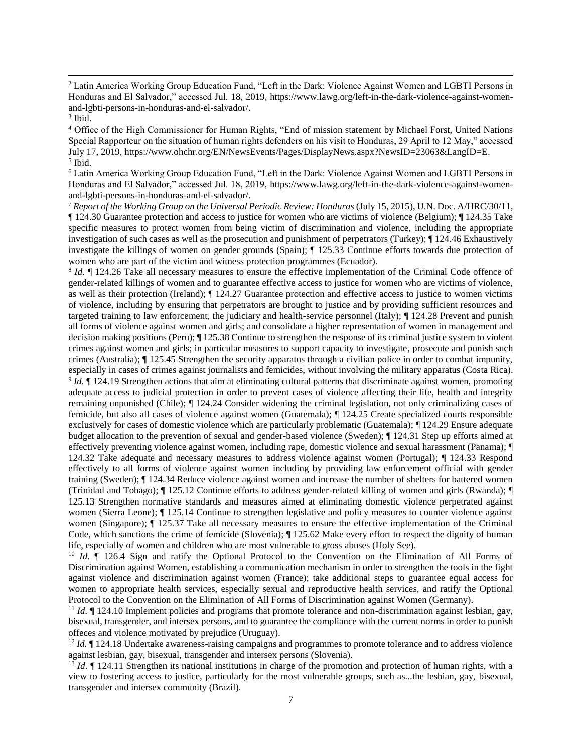[2] Latin America Working Group Education Fund, "Left in the Dark: Violence Against Women and LGBTI Persons in Honduras and El Salvador," accessed Jul. 18, 2019, https://www.lawg.org/left-in-the-dark-violence-against-women-and-lgbti-persons-in-honduras-and-el-salvador/.

[3] Ibid.

[4] Office of the High Commissioner for Human Rights, "End of mission statement by Michael Forst, United Nations Special Rapporteur on the situation of human rights defenders on his visit to Honduras, 29 April to 12 May," accessed July 17, 2019, https://www.ohchr.org/EN/NewsEvents/Pages/DisplayNews.aspx?NewsID=23063&LangID=E.

[5] Ibid.

[6] Latin America Working Group Education Fund, "Left in the Dark: Violence Against Women and LGBTI Persons in Honduras and El Salvador," accessed Jul. 18, 2019, https://www.lawg.org/left-in-the-dark-violence-against-women-and-lgbti-persons-in-honduras-and-el-salvador/.

[7] *Report of the Working Group on the Universal Periodic Review: Honduras* (July 15, 2015), U.N. Doc. A/HRC/30/11, ¶ 124.30 Guarantee protection and access to justice for women who are victims of violence (Belgium); ¶ 124.35 Take specific measures to protect women from being victim of discrimination and violence, including the appropriate investigation of such cases as well as the prosecution and punishment of perpetrators (Turkey); ¶ 124.46 Exhaustively investigate the killings of women on gender grounds (Spain); ¶ 125.33 Continue efforts towards due protection of women who are part of the victim and witness protection programmes (Ecuador).

[8] *Id.* ¶ 124.26 Take all necessary measures to ensure the effective implementation of the Criminal Code offence of gender-related killings of women and to guarantee effective access to justice for women who are victims of violence, as well as their protection (Ireland); ¶ 124.27 Guarantee protection and effective access to justice to women victims of violence, including by ensuring that perpetrators are brought to justice and by providing sufficient resources and targeted training to law enforcement, the judiciary and health-service personnel (Italy); ¶ 124.28 Prevent and punish all forms of violence against women and girls; and consolidate a higher representation of women in management and decision making positions (Peru); ¶ 125.38 Continue to strengthen the response of its criminal justice system to violent crimes against women and girls; in particular measures to support capacity to investigate, prosecute and punish such crimes (Australia); ¶ 125.45 Strengthen the security apparatus through a civilian police in order to combat impunity, especially in cases of crimes against journalists and femicides, without involving the military apparatus (Costa Rica).

[9] *Id.* ¶ 124.19 Strengthen actions that aim at eliminating cultural patterns that discriminate against women, promoting adequate access to judicial protection in order to prevent cases of violence affecting their life, health and integrity remaining unpunished (Chile); ¶ 124.24 Consider widening the criminal legislation, not only criminalizing cases of femicide, but also all cases of violence against women (Guatemala); ¶ 124.25 Create specialized courts responsible exclusively for cases of domestic violence which are particularly problematic (Guatemala); ¶ 124.29 Ensure adequate budget allocation to the prevention of sexual and gender-based violence (Sweden); ¶ 124.31 Step up efforts aimed at effectively preventing violence against women, including rape, domestic violence and sexual harassment (Panama); ¶ 124.32 Take adequate and necessary measures to address violence against women (Portugal); ¶ 124.33 Respond effectively to all forms of violence against women including by providing law enforcement official with gender training (Sweden); ¶ 124.34 Reduce violence against women and increase the number of shelters for battered women (Trinidad and Tobago); ¶ 125.12 Continue efforts to address gender-related killing of women and girls (Rwanda); ¶ 125.13 Strengthen normative standards and measures aimed at eliminating domestic violence perpetrated against women (Sierra Leone); ¶ 125.14 Continue to strengthen legislative and policy measures to counter violence against women (Singapore); ¶ 125.37 Take all necessary measures to ensure the effective implementation of the Criminal Code, which sanctions the crime of femicide (Slovenia); ¶ 125.62 Make every effort to respect the dignity of human life, especially of women and children who are most vulnerable to gross abuses (Holy See).

[10] *Id.* ¶ 126.4 Sign and ratify the Optional Protocol to the Convention on the Elimination of All Forms of Discrimination against Women, establishing a communication mechanism in order to strengthen the tools in the fight against violence and discrimination against women (France); take additional steps to guarantee equal access for women to appropriate health services, especially sexual and reproductive health services, and ratify the Optional Protocol to the Convention on the Elimination of All Forms of Discrimination against Women (Germany).

[11] *Id.* ¶ 124.10 Implement policies and programs that promote tolerance and non-discrimination against lesbian, gay, bisexual, transgender, and intersex persons, and to guarantee the compliance with the current norms in order to punish offeces and violence motivated by prejudice (Uruguay).

[12] *Id.* ¶ 124.18 Undertake awareness-raising campaigns and programmes to promote tolerance and to address violence against lesbian, gay, bisexual, transgender and intersex persons (Slovenia).

[13] *Id.* ¶ 124.11 Strengthen its national institutions in charge of the promotion and protection of human rights, with a view to fostering access to justice, particularly for the most vulnerable groups, such as...the lesbian, gay, bisexual, transgender and intersex community (Brazil).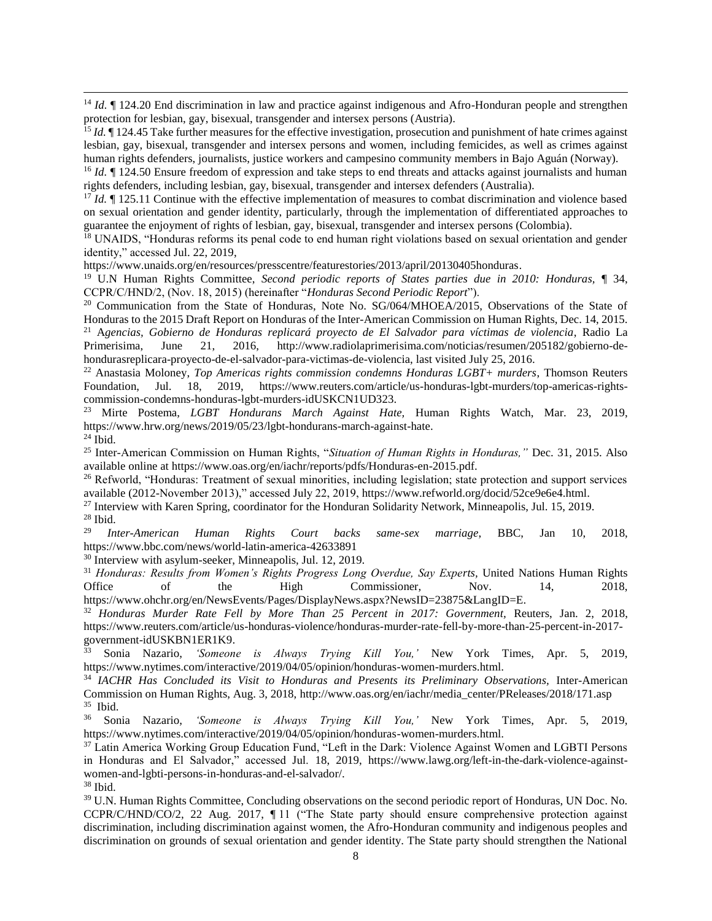[14] *Id.* ¶ 124.20 End discrimination in law and practice against indigenous and Afro-Honduran people and strengthen protection for lesbian, gay, bisexual, transgender and intersex persons (Austria).

[15] *Id.* ¶ 124.45 Take further measures for the effective investigation, prosecution and punishment of hate crimes against lesbian, gay, bisexual, transgender and intersex persons and women, including femicides, as well as crimes against human rights defenders, journalists, justice workers and campesino community members in Bajo Aguán (Norway).

[16] *Id.* ¶ 124.50 Ensure freedom of expression and take steps to end threats and attacks against journalists and human rights defenders, including lesbian, gay, bisexual, transgender and intersex defenders (Australia).

[17] *Id.* ¶ 125.11 Continue with the effective implementation of measures to combat discrimination and violence based on sexual orientation and gender identity, particularly, through the implementation of differentiated approaches to guarantee the enjoyment of rights of lesbian, gay, bisexual, transgender and intersex persons (Colombia).

[18] UNAIDS, "Honduras reforms its penal code to end human right violations based on sexual orientation and gender identity," accessed Jul. 22, 2019, https://www.unaids.org/en/resources/presscentre/featurestories/2013/april/20130405honduras.

[19] U.N Human Rights Committee, *Second periodic reports of States parties due in 2010: Honduras*, ¶ 34, CCPR/C/HND/2, (Nov. 18, 2015) (hereinafter "*Honduras Second Periodic Report*").

[20] Communication from the State of Honduras, Note No. SG/064/MHOEA/2015, Observations of the State of Honduras to the 2015 Draft Report on Honduras of the Inter-American Commission on Human Rights, Dec. 14, 2015.

[21] A*gencias, Gobierno de Honduras replicará proyecto de El Salvador para víctimas de violencia*, Radio La Primerisima, June 21, 2016, http://www.radiolaprimerisima.com/noticias/resumen/205182/gobierno-de-hondurasreplicara-proyecto-de-el-salvador-para-victimas-de-violencia, last visited July 25, 2016.

[22] Anastasia Moloney, *Top Americas rights commission condemns Honduras LGBT+ murders*, Thomson Reuters Foundation, Jul. 18, 2019, https://www.reuters.com/article/us-honduras-lgbt-murders/top-americas-rights-commission-condemns-honduras-lgbt-murders-idUSKCN1UD323.

[23] Mirte Postema, *LGBT Hondurans March Against Hate,* Human Rights Watch, Mar. 23, 2019, https://www.hrw.org/news/2019/05/23/lgbt-hondurans-march-against-hate.

[24] Ibid.

[25] Inter-American Commission on Human Rights, "*Situation of Human Rights in Honduras,"* Dec. 31, 2015. Also available online at https://www.oas.org/en/iachr/reports/pdfs/Honduras-en-2015.pdf.

[26] Refworld, "Honduras: Treatment of sexual minorities, including legislation; state protection and support services available (2012-November 2013)," accessed July 22, 2019, https://www.refworld.org/docid/52ce9e6e4.html.

[27] Interview with Karen Spring, coordinator for the Honduran Solidarity Network, Minneapolis, Jul. 15, 2019.

[28] Ibid.

[29] *Inter-American Human Rights Court backs same-sex marriage*, BBC, Jan 10, 2018, https://www.bbc.com/news/world-latin-america-42633891

[30] Interview with asylum-seeker, Minneapolis, Jul. 12, 2019.

[31] *Honduras: Results from Women's Rights Progress Long Overdue, Say Experts*, United Nations Human Rights Office of the High Commissioner, Nov. 14, 2018, https://www.ohchr.org/en/NewsEvents/Pages/DisplayNews.aspx?NewsID=23875&LangID=E.

[32] *Honduras Murder Rate Fell by More Than 25 Percent in 2017: Government,* Reuters, Jan. 2, 2018, https://www.reuters.com/article/us-honduras-violence/honduras-murder-rate-fell-by-more-than-25-percent-in-2017-government-idUSKBN1ER1K9.

[33] Sonia Nazario, *'Someone is Always Trying Kill You,'* New York Times, Apr. 5, 2019, https://www.nytimes.com/interactive/2019/04/05/opinion/honduras-women-murders.html.

[34] *IACHR Has Concluded its Visit to Honduras and Presents its Preliminary Observations,* Inter-American Commission on Human Rights, Aug. 3, 2018, http://www.oas.org/en/iachr/media_center/PReleases/2018/171.asp

[35] Ibid.

[36] Sonia Nazario, *'Someone is Always Trying Kill You,'* New York Times, Apr. 5, 2019, https://www.nytimes.com/interactive/2019/04/05/opinion/honduras-women-murders.html.

[37] Latin America Working Group Education Fund, "Left in the Dark: Violence Against Women and LGBTI Persons in Honduras and El Salvador," accessed Jul. 18, 2019, https://www.lawg.org/left-in-the-dark-violence-against-women-and-lgbti-persons-in-honduras-and-el-salvador/.

[38] Ibid.

[39] U.N. Human Rights Committee, Concluding observations on the second periodic report of Honduras, UN Doc. No. CCPR/C/HND/CO/2, 22 Aug. 2017, ¶ 11 ("The State party should ensure comprehensive protection against discrimination, including discrimination against women, the Afro-Honduran community and indigenous peoples and discrimination on grounds of sexual orientation and gender identity. The State party should strengthen the National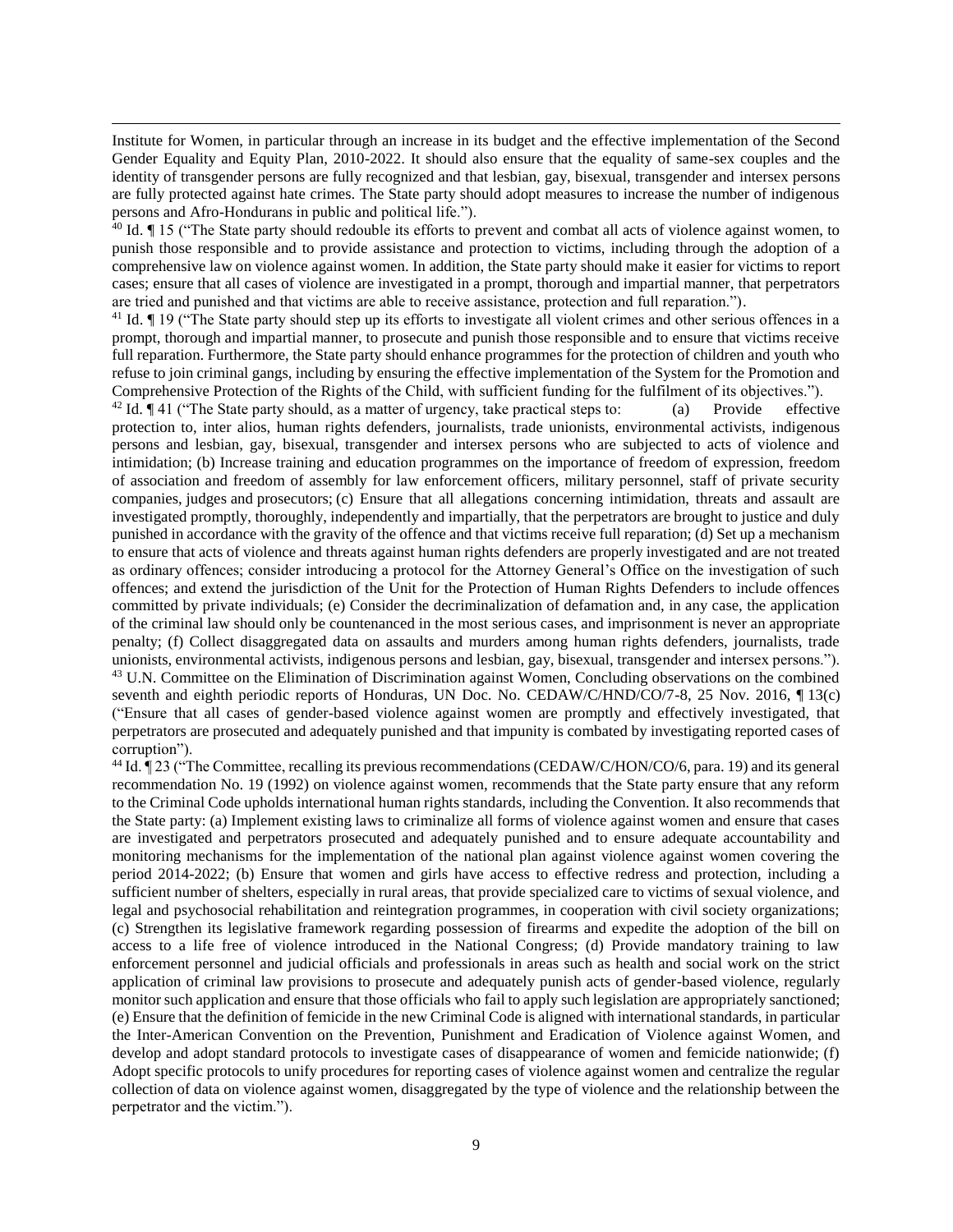Institute for Women, in particular through an increase in its budget and the effective implementation of the Second Gender Equality and Equity Plan, 2010-2022. It should also ensure that the equality of same-sex couples and the identity of transgender persons are fully recognized and that lesbian, gay, bisexual, transgender and intersex persons are fully protected against hate crimes. The State party should adopt measures to increase the number of indigenous persons and Afro-Hondurans in public and political life.").

[40] Id. ¶ 15 ("The State party should redouble its efforts to prevent and combat all acts of violence against women, to punish those responsible and to provide assistance and protection to victims, including through the adoption of a comprehensive law on violence against women. In addition, the State party should make it easier for victims to report cases; ensure that all cases of violence are investigated in a prompt, thorough and impartial manner, that perpetrators are tried and punished and that victims are able to receive assistance, protection and full reparation.").

[41] Id. ¶ 19 ("The State party should step up its efforts to investigate all violent crimes and other serious offences in a prompt, thorough and impartial manner, to prosecute and punish those responsible and to ensure that victims receive full reparation. Furthermore, the State party should enhance programmes for the protection of children and youth who refuse to join criminal gangs, including by ensuring the effective implementation of the System for the Promotion and Comprehensive Protection of the Rights of the Child, with sufficient funding for the fulfilment of its objectives.").

[42] Id. ¶ 41 ("The State party should, as a matter of urgency, take practical steps to: (a) Provide effective protection to, inter alios, human rights defenders, journalists, trade unionists, environmental activists, indigenous persons and lesbian, gay, bisexual, transgender and intersex persons who are subjected to acts of violence and intimidation; (b) Increase training and education programmes on the importance of freedom of expression, freedom of association and freedom of assembly for law enforcement officers, military personnel, staff of private security companies, judges and prosecutors; (c) Ensure that all allegations concerning intimidation, threats and assault are investigated promptly, thoroughly, independently and impartially, that the perpetrators are brought to justice and duly punished in accordance with the gravity of the offence and that victims receive full reparation; (d) Set up a mechanism to ensure that acts of violence and threats against human rights defenders are properly investigated and are not treated as ordinary offences; consider introducing a protocol for the Attorney General's Office on the investigation of such offences; and extend the jurisdiction of the Unit for the Protection of Human Rights Defenders to include offences committed by private individuals; (e) Consider the decriminalization of defamation and, in any case, the application of the criminal law should only be countenanced in the most serious cases, and imprisonment is never an appropriate penalty; (f) Collect disaggregated data on assaults and murders among human rights defenders, journalists, trade unionists, environmental activists, indigenous persons and lesbian, gay, bisexual, transgender and intersex persons.").

[43] U.N. Committee on the Elimination of Discrimination against Women, Concluding observations on the combined seventh and eighth periodic reports of Honduras, UN Doc. No. CEDAW/C/HND/CO/7-8, 25 Nov. 2016, ¶ 13(c) ("Ensure that all cases of gender-based violence against women are promptly and effectively investigated, that perpetrators are prosecuted and adequately punished and that impunity is combated by investigating reported cases of corruption").

[44] Id. ¶ 23 ("The Committee, recalling its previous recommendations (CEDAW/C/HON/CO/6, para. 19) and its general recommendation No. 19 (1992) on violence against women, recommends that the State party ensure that any reform to the Criminal Code upholds international human rights standards, including the Convention. It also recommends that the State party: (a) Implement existing laws to criminalize all forms of violence against women and ensure that cases are investigated and perpetrators prosecuted and adequately punished and to ensure adequate accountability and monitoring mechanisms for the implementation of the national plan against violence against women covering the period 2014-2022; (b) Ensure that women and girls have access to effective redress and protection, including a sufficient number of shelters, especially in rural areas, that provide specialized care to victims of sexual violence, and legal and psychosocial rehabilitation and reintegration programmes, in cooperation with civil society organizations; (c) Strengthen its legislative framework regarding possession of firearms and expedite the adoption of the bill on access to a life free of violence introduced in the National Congress; (d) Provide mandatory training to law enforcement personnel and judicial officials and professionals in areas such as health and social work on the strict application of criminal law provisions to prosecute and adequately punish acts of gender-based violence, regularly monitor such application and ensure that those officials who fail to apply such legislation are appropriately sanctioned; (e) Ensure that the definition of femicide in the new Criminal Code is aligned with international standards, in particular the Inter-American Convention on the Prevention, Punishment and Eradication of Violence against Women, and develop and adopt standard protocols to investigate cases of disappearance of women and femicide nationwide; (f) Adopt specific protocols to unify procedures for reporting cases of violence against women and centralize the regular collection of data on violence against women, disaggregated by the type of violence and the relationship between the perpetrator and the victim.").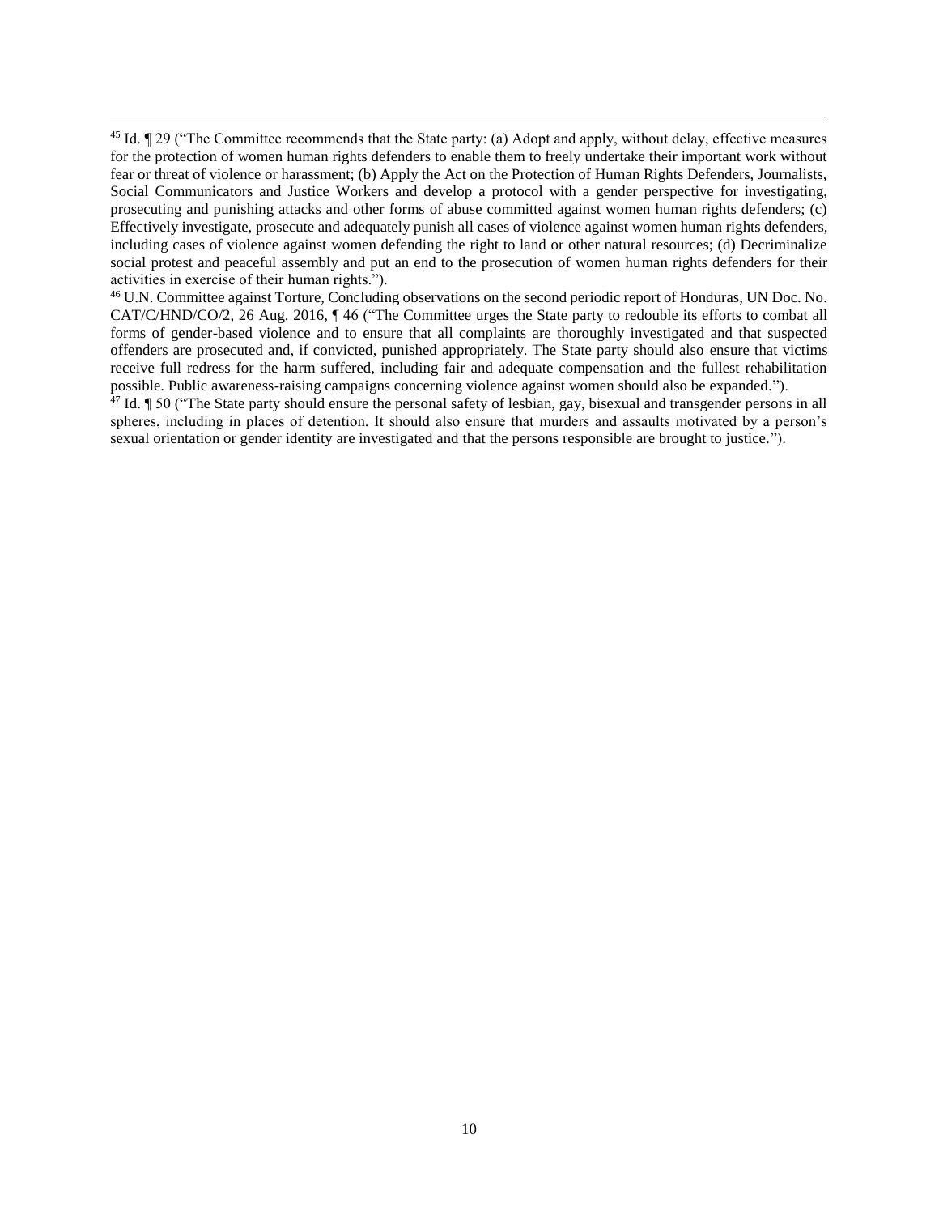[45] Id. ¶ 29 ("The Committee recommends that the State party: (a) Adopt and apply, without delay, effective measures for the protection of women human rights defenders to enable them to freely undertake their important work without fear or threat of violence or harassment; (b) Apply the Act on the Protection of Human Rights Defenders, Journalists, Social Communicators and Justice Workers and develop a protocol with a gender perspective for investigating, prosecuting and punishing attacks and other forms of abuse committed against women human rights defenders; (c) Effectively investigate, prosecute and adequately punish all cases of violence against women human rights defenders, including cases of violence against women defending the right to land or other natural resources; (d) Decriminalize social protest and peaceful assembly and put an end to the prosecution of women human rights defenders for their activities in exercise of their human rights.").

[46] U.N. Committee against Torture, Concluding observations on the second periodic report of Honduras, UN Doc. No. CAT/C/HND/CO/2, 26 Aug. 2016, ¶ 46 ("The Committee urges the State party to redouble its efforts to combat all forms of gender-based violence and to ensure that all complaints are thoroughly investigated and that suspected offenders are prosecuted and, if convicted, punished appropriately. The State party should also ensure that victims receive full redress for the harm suffered, including fair and adequate compensation and the fullest rehabilitation possible. Public awareness-raising campaigns concerning violence against women should also be expanded.").

[47] Id. ¶ 50 ("The State party should ensure the personal safety of lesbian, gay, bisexual and transgender persons in all spheres, including in places of detention. It should also ensure that murders and assaults motivated by a person's sexual orientation or gender identity are investigated and that the persons responsible are brought to justice.").